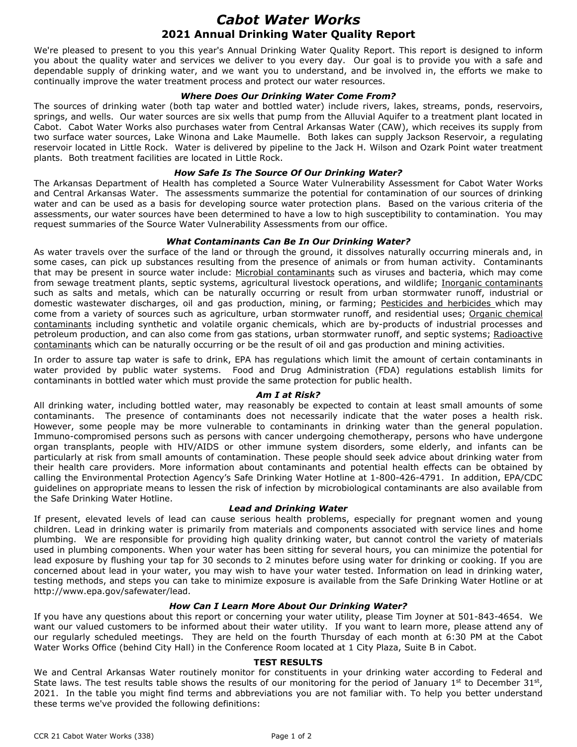# *Cabot Water Works*

## 2021 Annual Drinking Water Quality Report

We're pleased to present to you this year's Annual Drinking Water Quality Report. This report is designed to inform you about the quality water and services we deliver to you every day. Our goal is to provide you with a safe and dependable supply of drinking water, and we want you to understand, and be involved in, the efforts we make to continually improve the water treatment process and protect our water resources.

### *Where Does Our Drinking Water Come From?*

The sources of drinking water (both tap water and bottled water) include rivers, lakes, streams, ponds, reservoirs, springs, and wells. Our water sources are six wells that pump from the Alluvial Aquifer to a treatment plant located in Cabot. Cabot Water Works also purchases water from Central Arkansas Water (CAW), which receives its supply from two surface water sources, Lake Winona and Lake Maumelle. Both lakes can supply Jackson Reservoir, a regulating reservoir located in Little Rock. Water is delivered by pipeline to the Jack H. Wilson and Ozark Point water treatment plants. Both treatment facilities are located in Little Rock.

### *How Safe Is The Source Of Our Drinking Water?*

The Arkansas Department of Health has completed a Source Water Vulnerability Assessment for Cabot Water Works and Central Arkansas Water. The assessments summarize the potential for contamination of our sources of drinking water and can be used as a basis for developing source water protection plans. Based on the various criteria of the assessments, our water sources have been determined to have a low to high susceptibility to contamination. You may request summaries of the Source Water Vulnerability Assessments from our office.

### *What Contaminants Can Be In Our Drinking Water?*

As water travels over the surface of the land or through the ground, it dissolves naturally occurring minerals and, in some cases, can pick up substances resulting from the presence of animals or from human activity. Contaminants that may be present in source water include: Microbial contaminants such as viruses and bacteria, which may come from sewage treatment plants, septic systems, agricultural livestock operations, and wildlife; Inorganic contaminants such as salts and metals, which can be naturally occurring or result from urban stormwater runoff, industrial or domestic wastewater discharges, oil and gas production, mining, or farming; Pesticides and herbicides which may come from a variety of sources such as agriculture, urban stormwater runoff, and residential uses; Organic chemical contaminants including synthetic and volatile organic chemicals, which are by-products of industrial processes and petroleum production, and can also come from gas stations, urban stormwater runoff, and septic systems; Radioactive contaminants which can be naturally occurring or be the result of oil and gas production and mining activities.

In order to assure tap water is safe to drink, EPA has regulations which limit the amount of certain contaminants in water provided by public water systems. Food and Drug Administration (FDA) regulations establish limits for contaminants in bottled water which must provide the same protection for public health.

### *Am I at Risk?*

All drinking water, including bottled water, may reasonably be expected to contain at least small amounts of some contaminants. The presence of contaminants does not necessarily indicate that the water poses a health risk. However, some people may be more vulnerable to contaminants in drinking water than the general population. Immuno-compromised persons such as persons with cancer undergoing chemotherapy, persons who have undergone organ transplants, people with HIV/AIDS or other immune system disorders, some elderly, and infants can be particularly at risk from small amounts of contamination. These people should seek advice about drinking water from their health care providers. More information about contaminants and potential health effects can be obtained by calling the Environmental Protection Agency's Safe Drinking Water Hotline at 1-800-426-4791. In addition, EPA/CDC guidelines on appropriate means to lessen the risk of infection by microbiological contaminants are also available from the Safe Drinking Water Hotline.

### *Lead and Drinking Water*

If present, elevated levels of lead can cause serious health problems, especially for pregnant women and young children. Lead in drinking water is primarily from materials and components associated with service lines and home plumbing. We are responsible for providing high quality drinking water, but cannot control the variety of materials used in plumbing components. When your water has been sitting for several hours, you can minimize the potential for lead exposure by flushing your tap for 30 seconds to 2 minutes before using water for drinking or cooking. If you are concerned about lead in your water, you may wish to have your water tested. Information on lead in drinking water, testing methods, and steps you can take to minimize exposure is available from the Safe Drinking Water Hotline or at http://www.epa.gov/safewater/lead.

### *How Can I Learn More About Our Drinking Water?*

If you have any questions about this report or concerning your water utility, please Tim Joyner at 501-843-4654. We want our valued customers to be informed about their water utility. If you want to learn more, please attend any of our regularly scheduled meetings. They are held on the fourth Thursday of each month at 6:30 PM at the Cabot Water Works Office (behind City Hall) in the Conference Room located at 1 City Plaza, Suite B in Cabot.

### TEST RESULTS

We and Central Arkansas Water routinely monitor for constituents in your drinking water according to Federal and State laws. The test results table shows the results of our monitoring for the period of January 1st to December 31st, 2021. In the table you might find terms and abbreviations you are not familiar with. To help you better understand these terms we've provided the following definitions: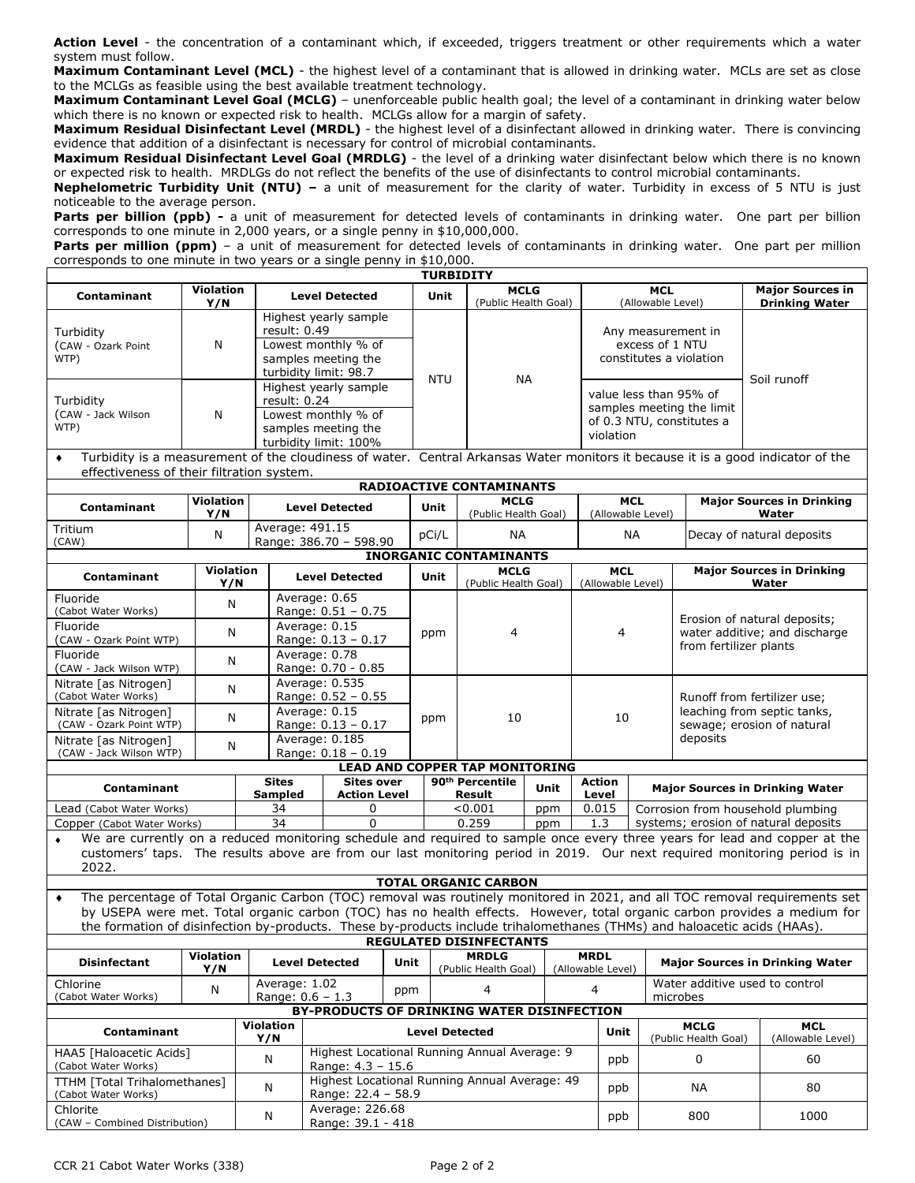**Action Level** - the concentration of a contaminant which, if exceeded, triggers treatment or other requirements which a water system must follow.
**Maximum Contaminant Level (MCL)** - the highest level of a contaminant that is allowed in drinking water. MCLs are set as close to the MCLGs as feasible using the best available treatment technology.
**Maximum Contaminant Level Goal (MCLG)** – unenforceable public health goal; the level of a contaminant in drinking water below which there is no known or expected risk to health. MCLGs allow for a margin of safety.
**Maximum Residual Disinfectant Level (MRDL)** - the highest level of a disinfectant allowed in drinking water. There is convincing evidence that addition of a disinfectant is necessary for control of microbial contaminants.
**Maximum Residual Disinfectant Level Goal (MRDLG)** - the level of a drinking water disinfectant below which there is no known or expected risk to health. MRDLGs do not reflect the benefits of the use of disinfectants to control microbial contaminants.
**Nephelometric Turbidity Unit (NTU) –** a unit of measurement for the clarity of water. Turbidity in excess of 5 NTU is just noticeable to the average person.
**Parts per billion (ppb) -** a unit of measurement for detected levels of contaminants in drinking water. One part per billion corresponds to one minute in 2,000 years, or a single penny in $10,000,000.
**Parts per million (ppm)** – a unit of measurement for detected levels of contaminants in drinking water. One part per million corresponds to one minute in two years or a single penny in $10,000.

**TURBIDITY**

| Contaminant | Violation Y/N | Level Detected | Unit | MCLG (Public Health Goal) | MCL (Allowable Level) | Major Sources in Drinking Water |
|---|---|---|---|---|---|---|
| Turbidity (CAW - Ozark Point WTP) | N | Highest yearly sample result: 0.49<br>Lowest monthly % of samples meeting the turbidity limit: 98.7 | NTU | NA | Any measurement in excess of 1 NTU constitutes a violation | Soil runoff |
| Turbidity (CAW - Jack Wilson WTP) | N | Highest yearly sample result: 0.24<br>Lowest monthly % of samples meeting the turbidity limit: 100% | NTU | NA | value less than 95% of samples meeting the limit of 0.3 NTU, constitutes a violation | Soil runoff |

- Turbidity is a measurement of the cloudiness of water. Central Arkansas Water monitors it because it is a good indicator of the effectiveness of their filtration system.

**RADIOACTIVE CONTAMINANTS**

| Contaminant | Violation Y/N | Level Detected | Unit | MCLG (Public Health Goal) | MCL (Allowable Level) | Major Sources in Drinking Water |
|---|---|---|---|---|---|---|
| Tritium (CAW) | N | Average: 491.15<br>Range: 386.70 – 598.90 | pCi/L | NA | NA | Decay of natural deposits |

**INORGANIC CONTAMINANTS**

| Contaminant | Violation Y/N | Level Detected | Unit | MCLG (Public Health Goal) | MCL (Allowable Level) | Major Sources in Drinking Water |
|---|---|---|---|---|---|---|
| Fluoride (Cabot Water Works) | N | Average: 0.65<br>Range: 0.51 – 0.75 | ppm | 4 | 4 | Erosion of natural deposits; water additive; and discharge from fertilizer plants |
| Fluoride (CAW - Ozark Point WTP) | N | Average: 0.15<br>Range: 0.13 – 0.17 | ppm | 4 | 4 | Erosion of natural deposits; water additive; and discharge from fertilizer plants |
| Fluoride (CAW - Jack Wilson WTP) | N | Average: 0.78<br>Range: 0.70 - 0.85 | ppm | 4 | 4 | Erosion of natural deposits; water additive; and discharge from fertilizer plants |
| Nitrate [as Nitrogen] (Cabot Water Works) | N | Average: 0.535<br>Range: 0.52 – 0.55 | ppm | 10 | 10 | Runoff from fertilizer use; leaching from septic tanks, sewage; erosion of natural deposits |
| Nitrate [as Nitrogen] (CAW - Ozark Point WTP) | N | Average: 0.15<br>Range: 0.13 – 0.17 | ppm | 10 | 10 | Runoff from fertilizer use; leaching from septic tanks, sewage; erosion of natural deposits |
| Nitrate [as Nitrogen] (CAW - Jack Wilson WTP) | N | Average: 0.185<br>Range: 0.18 – 0.19 | ppm | 10 | 10 | Runoff from fertilizer use; leaching from septic tanks, sewage; erosion of natural deposits |

**LEAD AND COPPER TAP MONITORING**

| Contaminant | Sites Sampled | Sites over Action Level | 90th Percentile Result | Unit | Action Level | Major Sources in Drinking Water |
|---|---|---|---|---|---|---|
| Lead (Cabot Water Works) | 34 | 0 | <0.001 | ppm | 0.015 | Corrosion from household plumbing systems; erosion of natural deposits |
| Copper (Cabot Water Works) | 34 | 0 | 0.259 | ppm | 1.3 | Corrosion from household plumbing systems; erosion of natural deposits |

- We are currently on a reduced monitoring schedule and required to sample once every three years for lead and copper at the customers' taps. The results above are from our last monitoring period in 2019. Our next required monitoring period is in 2022.

**TOTAL ORGANIC CARBON**

- The percentage of Total Organic Carbon (TOC) removal was routinely monitored in 2021, and all TOC removal requirements set by USEPA were met. Total organic carbon (TOC) has no health effects. However, total organic carbon provides a medium for the formation of disinfection by-products. These by-products include trihalomethanes (THMs) and haloacetic acids (HAAs).

**REGULATED DISINFECTANTS**

| Disinfectant | Violation Y/N | Level Detected | Unit | MRDLG (Public Health Goal) | MRDL (Allowable Level) | Major Sources in Drinking Water |
|---|---|---|---|---|---|---|
| Chlorine (Cabot Water Works) | N | Average: 1.02<br>Range: 0.6 – 1.3 | ppm | 4 | 4 | Water additive used to control microbes |

**BY-PRODUCTS OF DRINKING WATER DISINFECTION**

| Contaminant | Violation Y/N | Level Detected | Unit | MCLG (Public Health Goal) | MCL (Allowable Level) |
|---|---|---|---|---|---|
| HAA5 [Haloacetic Acids] (Cabot Water Works) | N | Highest Locational Running Annual Average: 9<br>Range: 4.3 – 15.6 | ppb | 0 | 60 |
| TTHM [Total Trihalomethanes] (Cabot Water Works) | N | Highest Locational Running Annual Average: 49<br>Range: 22.4 – 58.9 | ppb | NA | 80 |
| Chlorite (CAW – Combined Distribution) | N | Average: 226.68<br>Range: 39.1 - 418 | ppb | 800 | 1000 |

CCR 21 Cabot Water Works (338)